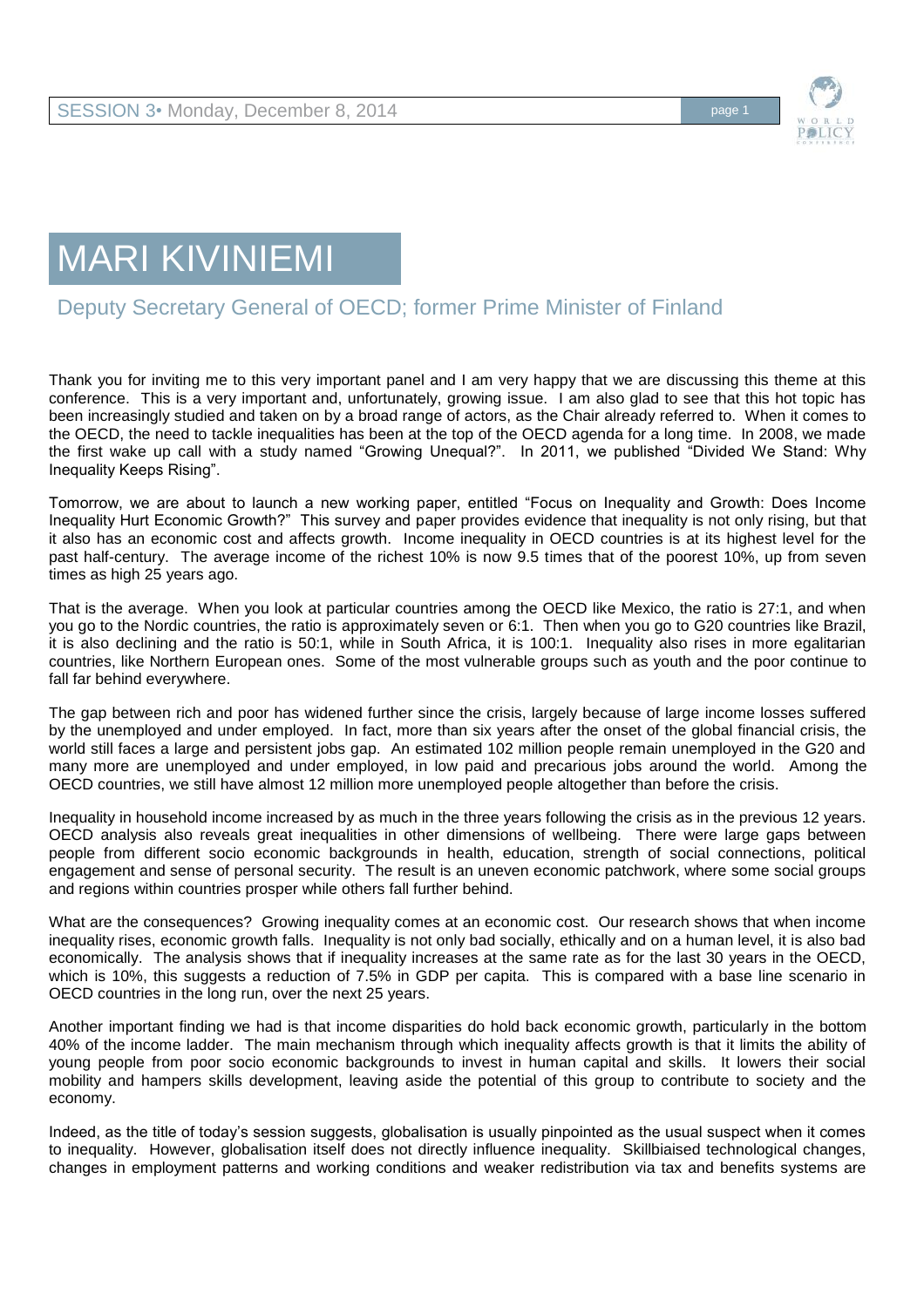# MARI KIVINIEMI

## Deputy Secretary General of OECD; former Prime Minister of Finland

Thank you for inviting me to this very important panel and I am very happy that we are discussing this theme at this conference. This is a very important and, unfortunately, growing issue. I am also glad to see that this hot topic has been increasingly studied and taken on by a broad range of actors, as the Chair already referred to. When it comes to the OECD, the need to tackle inequalities has been at the top of the OECD agenda for a long time. In 2008, we made the first wake up call with a study named "Growing Unequal?". In 2011, we published "Divided We Stand: Why Inequality Keeps Rising".

Tomorrow, we are about to launch a new working paper, entitled "Focus on Inequality and Growth: Does Income Inequality Hurt Economic Growth?" This survey and paper provides evidence that inequality is not only rising, but that it also has an economic cost and affects growth. Income inequality in OECD countries is at its highest level for the past half-century. The average income of the richest 10% is now 9.5 times that of the poorest 10%, up from seven times as high 25 years ago.

That is the average. When you look at particular countries among the OECD like Mexico, the ratio is 27:1, and when you go to the Nordic countries, the ratio is approximately seven or 6:1. Then when you go to G20 countries like Brazil, it is also declining and the ratio is 50:1, while in South Africa, it is 100:1. Inequality also rises in more egalitarian countries, like Northern European ones. Some of the most vulnerable groups such as youth and the poor continue to fall far behind everywhere.

The gap between rich and poor has widened further since the crisis, largely because of large income losses suffered by the unemployed and under employed. In fact, more than six years after the onset of the global financial crisis, the world still faces a large and persistent jobs gap. An estimated 102 million people remain unemployed in the G20 and many more are unemployed and under employed, in low paid and precarious jobs around the world. Among the OECD countries, we still have almost 12 million more unemployed people altogether than before the crisis.

Inequality in household income increased by as much in the three years following the crisis as in the previous 12 years. OECD analysis also reveals great inequalities in other dimensions of wellbeing. There were large gaps between people from different socio economic backgrounds in health, education, strength of social connections, political engagement and sense of personal security. The result is an uneven economic patchwork, where some social groups and regions within countries prosper while others fall further behind.

What are the consequences? Growing inequality comes at an economic cost. Our research shows that when income inequality rises, economic growth falls. Inequality is not only bad socially, ethically and on a human level, it is also bad economically. The analysis shows that if inequality increases at the same rate as for the last 30 years in the OECD, which is 10%, this suggests a reduction of 7.5% in GDP per capita. This is compared with a base line scenario in OECD countries in the long run, over the next 25 years.

Another important finding we had is that income disparities do hold back economic growth, particularly in the bottom 40% of the income ladder. The main mechanism through which inequality affects growth is that it limits the ability of young people from poor socio economic backgrounds to invest in human capital and skills. It lowers their social mobility and hampers skills development, leaving aside the potential of this group to contribute to society and the economy.

Indeed, as the title of today's session suggests, globalisation is usually pinpointed as the usual suspect when it comes to inequality. However, globalisation itself does not directly influence inequality. Skillbiaised technological changes, changes in employment patterns and working conditions and weaker redistribution via tax and benefits systems are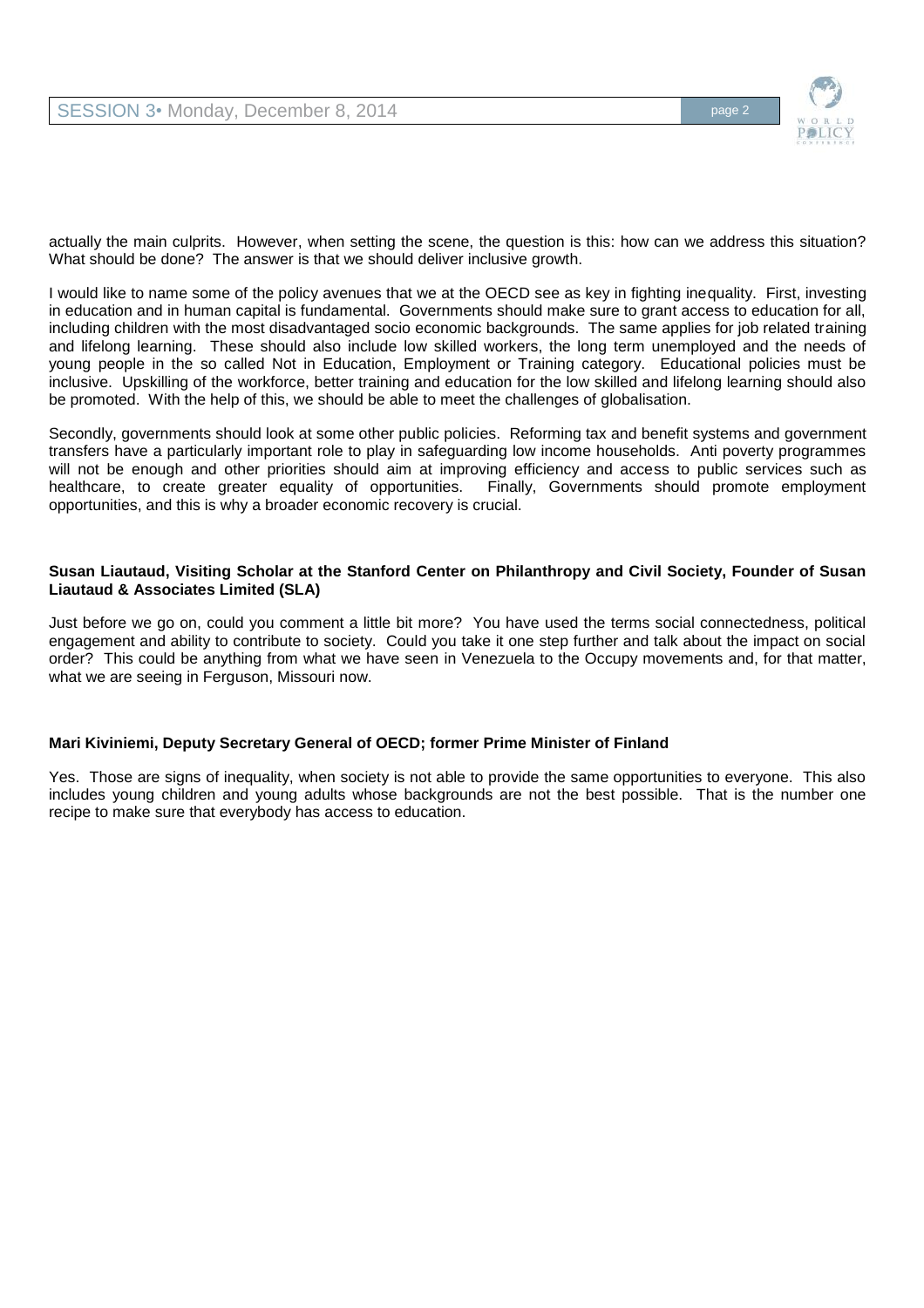actually the main culprits. However, when setting the scene, the question is this: how can we address this situation? What should be done? The answer is that we should deliver inclusive growth.

I would like to name some of the policy avenues that we at the OECD see as key in fighting inequality. First, investing in education and in human capital is fundamental. Governments should make sure to grant access to education for all, including children with the most disadvantaged socio economic backgrounds. The same applies for job related training and lifelong learning. These should also include low skilled workers, the long term unemployed and the needs of young people in the so called Not in Education, Employment or Training category. Educational policies must be inclusive. Upskilling of the workforce, better training and education for the low skilled and lifelong learning should also be promoted. With the help of this, we should be able to meet the challenges of globalisation.

Secondly, governments should look at some other public policies. Reforming tax and benefit systems and government transfers have a particularly important role to play in safeguarding low income households. Anti poverty programmes will not be enough and other priorities should aim at improving efficiency and access to public services such as healthcare, to create greater equality of opportunities. Finally, Governments should promote employment opportunities, and this is why a broader economic recovery is crucial.

**Susan Liautaud, Visiting Scholar at the Stanford Center on Philanthropy and Civil Society, Founder of Susan Liautaud & Associates Limited (SLA)**

Just before we go on, could you comment a little bit more? You have used the terms social connectedness, political engagement and ability to contribute to society. Could you take it one step further and talk about the impact on social order? This could be anything from what we have seen in Venezuela to the Occupy movements and, for that matter, what we are seeing in Ferguson, Missouri now.

**Mari Kiviniemi, Deputy Secretary General of OECD; former Prime Minister of Finland**

Yes. Those are signs of inequality, when society is not able to provide the same opportunities to everyone. This also includes young children and young adults whose backgrounds are not the best possible. That is the number one recipe to make sure that everybody has access to education.